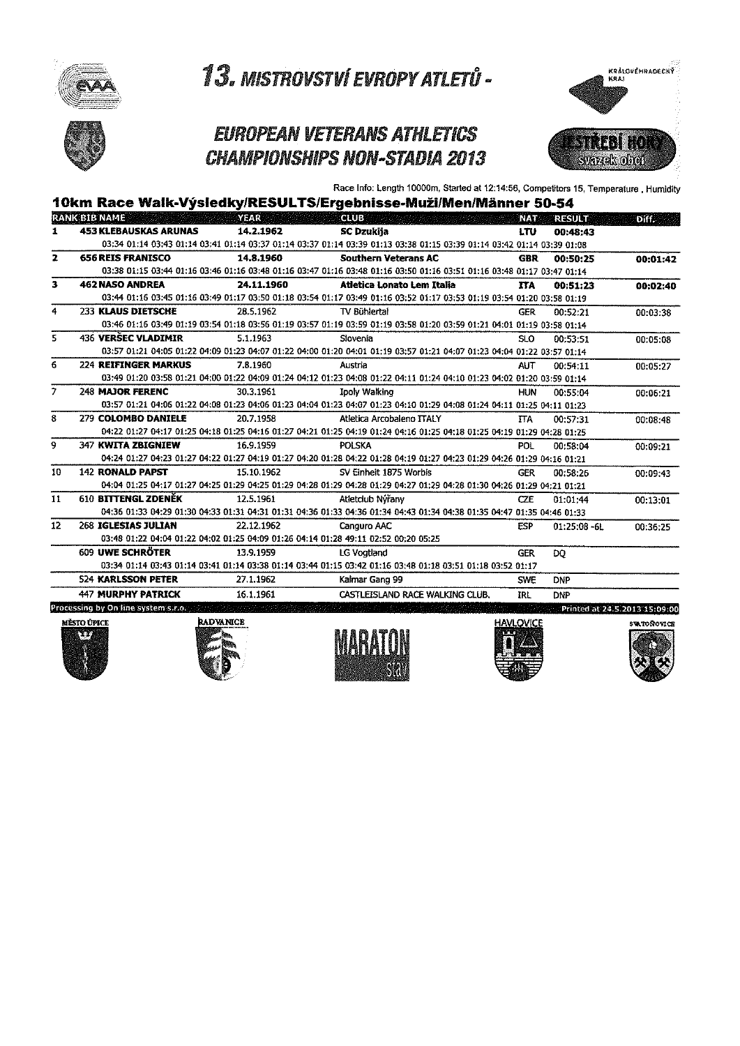# 13. MISTROVSTVÍ EVROPY ATLETŮ -

## EUROPEAN VETERANS ATHLETICS CHAMPIONSHIPS NON-STADIA 2013

Race Info: Length 10000m, Started at 12:14:56, Competitors 15, Temperature , Humidity

### 10km Race Walk-Výsledky/RESULTS/Ergebnisse-Muži/Men/Männer 50-54

| RANK | BIB | NAME | YEAR | CLUB | NAT | RESULT | Diff. |
|---|---|---|---|---|---|---|---|
| 1 | 453 | **KLEBAUSKAS ARUNAS** | 14.2.1962 | SC Dzukija | LTU | 00:48:43 | |
| | | 03:34 01:14 03:43 01:14 03:41 01:14 03:37 01:14 03:37 01:14 03:39 01:13 03:38 01:15 03:39 01:14 03:42 01:14 03:39 01:08 | | | | | |
| 2 | 656 | **REIS FRANISCO** | 14.8.1960 | Southern Veterans AC | GBR | 00:50:25 | 00:01:42 |
| | | 03:38 01:15 03:44 01:16 03:46 01:16 03:48 01:16 03:47 01:16 03:48 01:16 03:50 01:16 03:51 01:16 03:48 01:17 03:47 01:14 | | | | | |
| 3 | 462 | **NASO ANDREA** | 24.11.1960 | Atletica Lonato Lem Italia | ITA | 00:51:23 | 00:02:40 |
| | | 03:44 01:16 03:45 01:16 03:49 01:17 03:50 01:18 03:54 01:17 03:49 01:16 03:52 01:17 03:53 01:19 03:54 01:20 03:58 01:19 | | | | | |
| 4 | 233 | **KLAUS DIETSCHE** | 28.5.1962 | TV Bühlertal | GER | 00:52:21 | 00:03:38 |
| | | 03:46 01:16 03:49 01:19 03:54 01:18 03:56 01:19 03:57 01:19 03:59 01:19 03:58 01:20 03:59 01:21 04:01 01:19 03:58 01:14 | | | | | |
| 5 | 436 | **VERŠEC VLADIMIR** | 5.1.1963 | Slovenia | SLO | 00:53:51 | 00:05:08 |
| | | 03:57 01:21 04:05 01:22 04:09 01:23 04:07 01:22 04:00 01:20 04:01 01:19 03:57 01:21 04:07 01:23 04:04 01:22 03:57 01:14 | | | | | |
| 6 | 224 | **REIFINGER MARKUS** | 7.8.1960 | Austria | AUT | 00:54:11 | 00:05:27 |
| | | 03:49 01:20 03:58 01:21 04:00 01:22 04:09 01:24 04:12 01:23 04:08 01:22 04:11 01:24 04:10 01:23 04:02 01:20 03:59 01:14 | | | | | |
| 7 | 248 | **MAJOR FERENC** | 30.3.1961 | Ipoly Walking | HUN | 00:55:04 | 00:06:21 |
| | | 03:57 01:21 04:06 01:22 04:08 01:23 04:06 01:23 04:04 01:23 04:07 01:23 04:10 01:29 04:08 01:24 04:11 01:25 04:11 01:23 | | | | | |
| 8 | 279 | **COLOMBO DANIELE** | 20.7.1958 | Atletica Arcobaleno ITALY | ITA | 00:57:31 | 00:08:48 |
| | | 04:22 01:27 04:17 01:25 04:18 01:25 04:16 01:27 04:21 01:25 04:19 01:24 04:16 01:25 04:18 01:25 04:19 01:29 04:28 01:25 | | | | | |
| 9 | 347 | **KWITA ZBIGNIEW** | 16.9.1959 | POLSKA | POL | 00:58:04 | 00:09:21 |
| | | 04:24 01:27 04:23 01:27 04:22 01:27 04:19 01:27 04:20 01:28 04:22 01:28 04:19 01:27 04:23 01:29 04:26 01:29 04:16 01:21 | | | | | |
| 10 | 142 | **RONALD PAPST** | 15.10.1962 | SV Einheit 1875 Worbis | GER | 00:58:26 | 00:09:43 |
| | | 04:04 01:25 04:17 01:27 04:25 01:29 04:25 01:29 04:28 01:29 04:28 01:29 04:27 01:29 04:28 01:30 04:26 01:29 04:21 01:21 | | | | | |
| 11 | 610 | **BITTENGL ZDENĚK** | 12.5.1961 | Atletclub Nýřany | CZE | 01:01:44 | 00:13:01 |
| | | 04:36 01:33 04:29 01:30 04:33 01:31 04:31 01:31 04:36 01:33 04:36 01:34 04:43 01:34 04:38 01:35 04:47 01:35 04:46 01:33 | | | | | |
| 12 | 268 | **IGLESIAS JULIAN** | 22.12.1962 | Canguro AAC | ESP | 01:25:08 -6L | 00:36:25 |
| | | 03:48 01:22 04:04 01:22 04:02 01:25 04:09 01:26 04:14 01:28 49:11 02:52 00:20 05:25 | | | | | |
| | 609 | **UWE SCHRÖTER** | 13.9.1959 | LG Vogtland | GER | DQ | |
| | | 03:34 01:14 03:43 01:14 03:41 01:14 03:38 01:14 03:44 01:15 03:42 01:16 03:48 01:18 03:51 01:18 03:52 01:17 | | | | | |
| | 524 | **KARLSSON PETER** | 27.1.1962 | Kalmar Gang 99 | SWE | DNP | |
| | 447 | **MURPHY PATRICK** | 16.1.1961 | CASTLEISLAND RACE WALKING CLUB. | IRL | DNP | |

Processing by On line system s.r.o. — Printed at 24.5.2013 15:09:00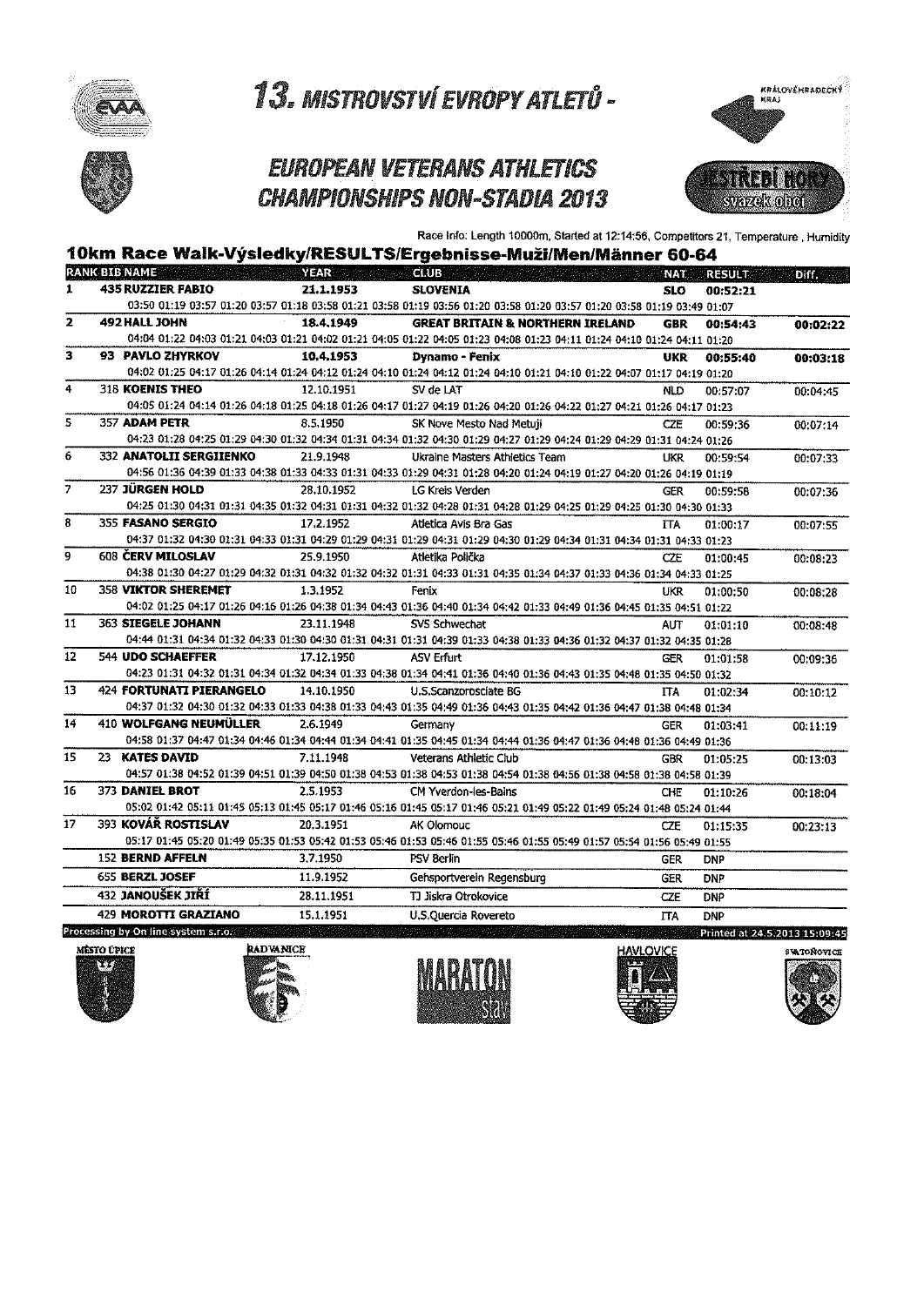# 13. MISTROVSTVÍ EVROPY ATLETŮ -

## EUROPEAN VETERANS ATHLETICS CHAMPIONSHIPS NON-STADIA 2013

Race Info: Length 10000m, Started at 12:14:56, Competitors 21, Temperature , Humidity

### 10km Race Walk-Výsledky/RESULTS/Ergebnisse-Muži/Men/Männer 60-64

| RANK | BIB | NAME | YEAR | CLUB | NAT | RESULT | Diff. |
|---|---|---|---|---|---|---|---|
| 1 | 435 | RUZZIER FABIO | 21.1.1953 | SLOVENIA | SLO | 00:52:21 | |
| | | 03:50 01:19 03:57 01:20 03:57 01:18 03:58 01:21 03:58 01:19 03:56 01:20 03:58 01:20 03:57 01:20 03:58 01:19 03:49 01:07 | | | | | |
| 2 | 492 | HALL JOHN | 18.4.1949 | GREAT BRITAIN & NORTHERN IRELAND | GBR | 00:54:43 | 00:02:22 |
| | | 04:04 01:22 04:03 01:21 04:03 01:21 04:02 01:21 04:05 01:22 04:05 01:23 04:08 01:23 04:11 01:24 04:10 01:24 04:11 01:20 | | | | | |
| 3 | 93 | PAVLO ZHYRKOV | 10.4.1953 | Dynamo - Fenix | UKR | 00:55:40 | 00:03:18 |
| | | 04:02 01:25 04:17 01:26 04:14 01:24 04:12 01:24 04:10 01:24 04:12 01:24 04:10 01:21 04:10 01:22 04:07 01:17 04:19 01:20 | | | | | |
| 4 | 318 | KOENIS THEO | 12.10.1951 | SV de LAT | NLD | 00:57:07 | 00:04:45 |
| | | 04:05 01:24 04:14 01:26 04:18 01:25 04:18 01:26 04:17 01:27 04:19 01:26 04:20 01:26 04:22 01:27 04:21 01:26 04:17 01:23 | | | | | |
| 5 | 357 | ADAM PETR | 8.5.1950 | SK Nove Mesto Nad Metuji | CZE | 00:59:36 | 00:07:14 |
| | | 04:23 01:28 04:25 01:29 04:30 01:32 04:34 01:31 04:34 01:32 04:30 01:29 04:27 01:29 04:24 01:29 04:29 01:31 04:24 01:26 | | | | | |
| 6 | 332 | ANATOLII SERGIIENKO | 21.9.1948 | Ukraine Masters Athletics Team | UKR | 00:59:54 | 00:07:33 |
| | | 04:56 01:36 04:39 01:33 04:38 01:33 04:33 01:31 04:33 01:29 04:31 01:28 04:20 01:24 04:19 01:27 04:20 01:26 04:19 01:19 | | | | | |
| 7 | 237 | JÜRGEN HOLD | 28.10.1952 | LG Kreis Verden | GER | 00:59:58 | 00:07:36 |
| | | 04:25 01:30 04:31 01:31 04:35 01:32 04:31 01:31 04:32 01:32 04:28 01:31 04:28 01:29 04:25 01:29 04:25 01:30 04:30 01:33 | | | | | |
| 8 | 355 | FASANO SERGIO | 17.2.1952 | Atletica Avis Bra Gas | ITA | 01:00:17 | 00:07:55 |
| | | 04:37 01:32 04:30 01:31 04:33 01:31 04:29 01:29 04:31 01:29 04:31 01:29 04:30 01:29 04:34 01:31 04:34 01:31 04:33 01:23 | | | | | |
| 9 | 608 | ČERV MILOSLAV | 25.9.1950 | Atletika Polička | CZE | 01:00:45 | 00:08:23 |
| | | 04:38 01:30 04:27 01:29 04:32 01:31 04:32 01:32 04:32 01:31 04:33 01:31 04:35 01:34 04:37 01:33 04:36 01:34 04:33 01:25 | | | | | |
| 10 | 358 | VIKTOR SHEREMET | 1.3.1952 | Fenix | UKR | 01:00:50 | 00:08:28 |
| | | 04:02 01:25 04:17 01:26 04:16 01:26 04:38 01:34 04:43 01:36 04:40 01:34 04:42 01:33 04:49 01:36 04:45 01:35 04:51 01:22 | | | | | |
| 11 | 363 | SIEGELE JOHANN | 23.11.1948 | SVS Schwechat | AUT | 01:01:10 | 00:08:48 |
| | | 04:44 01:31 04:34 01:32 04:33 01:30 04:30 01:31 04:31 01:31 04:39 01:33 04:38 01:33 04:36 01:32 04:37 01:32 04:35 01:28 | | | | | |
| 12 | 544 | UDO SCHAEFFER | 17.12.1950 | ASV Erfurt | GER | 01:01:58 | 00:09:36 |
| | | 04:23 01:31 04:32 01:31 04:34 01:32 04:34 01:33 04:38 01:34 04:41 01:36 04:40 01:36 04:43 01:35 04:48 01:35 04:50 01:32 | | | | | |
| 13 | 424 | FORTUNATI PIERANGELO | 14.10.1950 | U.S.Scanzorosciate BG | ITA | 01:02:34 | 00:10:12 |
| | | 04:37 01:32 04:30 01:32 04:33 01:33 04:38 01:33 04:43 01:35 04:49 01:36 04:43 01:35 04:42 01:36 04:47 01:38 04:48 01:34 | | | | | |
| 14 | 410 | WOLFGANG NEUMÜLLER | 2.6.1949 | Germany | GER | 01:03:41 | 00:11:19 |
| | | 04:58 01:37 04:47 01:34 04:46 01:34 04:44 01:34 04:41 01:35 04:45 01:34 04:44 01:36 04:47 01:36 04:48 01:36 04:49 01:36 | | | | | |
| 15 | 23 | KATES DAVID | 7.11.1948 | Veterans Athletic Club | GBR | 01:05:25 | 00:13:03 |
| | | 04:57 01:38 04:52 01:39 04:51 01:39 04:50 01:38 04:53 01:38 04:53 01:38 04:54 01:38 04:56 01:38 04:58 01:38 04:58 01:39 | | | | | |
| 16 | 373 | DANIEL BROT | 2.5.1953 | CM Yverdon-les-Bains | CHE | 01:10:26 | 00:18:04 |
| | | 05:02 01:42 05:11 01:45 05:13 01:45 05:17 01:46 05:16 01:45 05:17 01:46 05:21 01:49 05:22 01:49 05:24 01:48 05:24 01:44 | | | | | |
| 17 | 393 | KOVÁŘ ROSTISLAV | 20.3.1951 | AK Olomouc | CZE | 01:15:35 | 00:23:13 |
| | | 05:17 01:45 05:20 01:49 05:35 01:53 05:42 01:53 05:46 01:53 05:46 01:55 05:46 01:55 05:49 01:57 05:54 01:56 05:49 01:55 | | | | | |
| | 152 | BERND AFFELN | 3.7.1950 | PSV Berlin | GER | DNP | |
| | 655 | BERZL JOSEF | 11.9.1952 | Gehsportverein Regensburg | GER | DNP | |
| | 432 | JANOUŠEK JIŘÍ | 28.11.1951 | TJ Jiskra Otrokovice | CZE | DNP | |
| | 429 | MOROTTI GRAZIANO | 15.1.1951 | U.S.Quercia Rovereto | ITA | DNP | |

Processing by On line system s.r.o. | Printed at 24.5.2013 15:09:45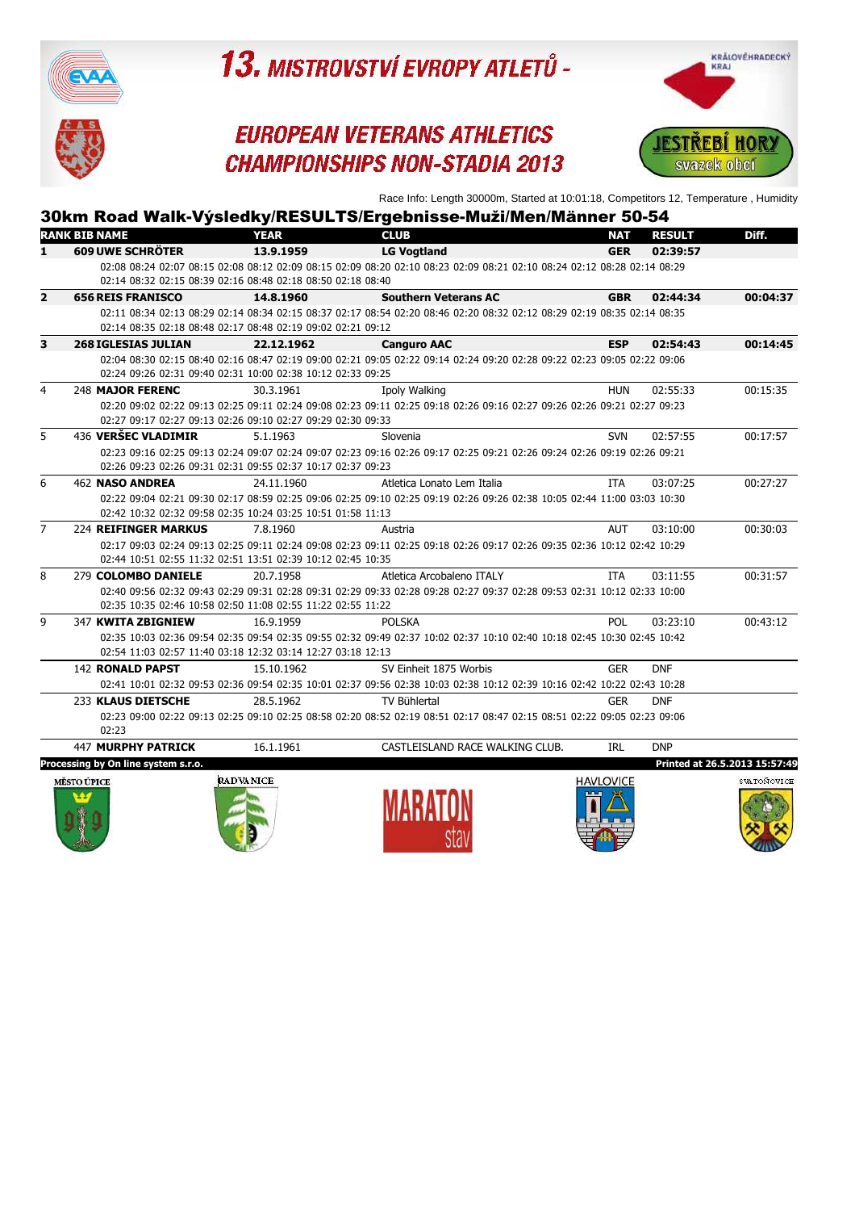# 13. MISTROVSTVÍ EVROPY ATLETŮ -

## EUROPEAN VETERANS ATHLETICS CHAMPIONSHIPS NON-STADIA 2013

Race Info: Length 30000m, Started at 10:01:18, Competitors 12, Temperature , Humidity

### 30km Road Walk-Výsledky/RESULTS/Ergebnisse-Muži/Men/Männer 50-54

| RANK | BIB | NAME | YEAR | CLUB | NAT | RESULT | Diff. |
|---|---|---|---|---|---|---|---|
| **1** | **609** | **UWE SCHRÖTER** | **13.9.1959** | **LG Vogtland** | **GER** | **02:39:57** | |
| | | 02:08 08:24 02:07 08:15 02:08 08:12 02:09 08:15 02:09 08:20 02:10 08:23 02:09 08:21 02:10 08:24 02:12 08:28 02:14 08:29 02:14 08:32 02:15 08:39 02:16 08:48 02:18 08:50 02:18 08:40 | | | | | |
| **2** | **656** | **REIS FRANISCO** | **14.8.1960** | **Southern Veterans AC** | **GBR** | **02:44:34** | **00:04:37** |
| | | 02:11 08:34 02:13 08:29 02:14 08:34 02:15 08:37 02:17 08:54 02:20 08:46 02:20 08:32 02:12 08:29 02:19 08:35 02:14 08:35 02:14 08:35 02:18 08:48 02:17 08:48 02:19 09:02 02:21 09:12 | | | | | |
| **3** | **268** | **IGLESIAS JULIAN** | **22.12.1962** | **Canguro AAC** | **ESP** | **02:54:43** | **00:14:45** |
| | | 02:04 08:30 02:15 08:40 02:16 08:47 02:19 09:00 02:21 09:05 02:22 09:14 02:24 09:20 02:28 09:22 02:23 09:05 02:22 09:06 02:24 09:26 02:31 09:40 02:31 10:00 02:38 10:12 02:33 09:25 | | | | | |
| 4 | 248 | **MAJOR FERENC** | 30.3.1961 | Ipoly Walking | HUN | 02:55:33 | 00:15:35 |
| | | 02:20 09:02 02:22 09:13 02:25 09:11 02:24 09:08 02:23 09:11 02:25 09:18 02:26 09:16 02:27 09:26 02:26 09:21 02:27 09:23 02:27 09:17 02:27 09:13 02:26 09:10 02:27 09:29 02:30 09:33 | | | | | |
| 5 | 436 | **VERŠEC VLADIMIR** | 5.1.1963 | Slovenia | SVN | 02:57:55 | 00:17:57 |
| | | 02:23 09:16 02:25 09:13 02:24 09:07 02:24 09:07 02:23 09:16 02:26 09:17 02:25 09:21 02:26 09:24 02:26 09:19 02:26 09:21 02:26 09:23 02:26 09:31 02:31 09:55 02:37 10:17 02:37 09:23 | | | | | |
| 6 | 462 | **NASO ANDREA** | 24.11.1960 | Atletica Lonato Lem Italia | ITA | 03:07:25 | 00:27:27 |
| | | 02:22 09:04 02:21 09:30 02:17 08:59 02:25 09:06 02:25 09:10 02:25 09:19 02:26 09:26 02:38 10:05 02:44 11:00 03:03 10:30 02:42 10:32 02:32 09:58 02:35 10:24 03:25 10:51 01:58 11:13 | | | | | |
| 7 | 224 | **REIFINGER MARKUS** | 7.8.1960 | Austria | AUT | 03:10:00 | 00:30:03 |
| | | 02:17 09:03 02:24 09:13 02:25 09:11 02:24 09:08 02:23 09:11 02:25 09:18 02:26 09:17 02:26 09:35 02:36 10:12 02:42 10:29 02:44 10:51 02:55 11:32 02:51 13:51 02:39 10:12 02:45 10:35 | | | | | |
| 8 | 279 | **COLOMBO DANIELE** | 20.7.1958 | Atletica Arcobaleno ITALY | ITA | 03:11:55 | 00:31:57 |
| | | 02:40 09:56 02:32 09:43 02:29 09:31 02:28 09:31 02:29 09:33 02:28 09:28 02:27 09:37 02:28 09:53 02:31 10:12 02:33 10:00 02:35 10:35 02:46 10:58 02:50 11:08 02:55 11:22 02:55 11:22 | | | | | |
| 9 | 347 | **KWITA ZBIGNIEW** | 16.9.1959 | POLSKA | POL | 03:23:10 | 00:43:12 |
| | | 02:35 10:03 02:36 09:54 02:35 09:54 02:35 09:55 02:32 09:49 02:37 10:02 02:37 10:10 02:40 10:18 02:45 10:30 02:45 10:42 02:54 11:03 02:57 11:40 03:18 12:32 03:14 12:27 03:18 12:13 | | | | | |
| | 142 | **RONALD PAPST** | 15.10.1962 | SV Einheit 1875 Worbis | GER | DNF | |
| | | 02:41 10:01 02:32 09:53 02:36 09:54 02:35 10:01 02:37 09:56 02:38 10:03 02:38 10:12 02:39 10:16 02:42 10:22 02:43 10:28 | | | | | |
| | 233 | **KLAUS DIETSCHE** | 28.5.1962 | TV Bühlertal | GER | DNF | |
| | | 02:23 09:00 02:22 09:13 02:25 09:10 02:25 08:58 02:20 08:52 02:19 08:51 02:17 08:47 02:15 08:51 02:22 09:05 02:23 09:06 02:23 | | | | | |
| | 447 | **MURPHY PATRICK** | 16.1.1961 | CASTLEISLAND RACE WALKING CLUB. | IRL | DNP | |

**Processing by On line system s.r.o.** **Printed at 26.5.2013 15:57:49**

MĚSTO ÚPICE RADVANICE MARATON stav HAVLOVICE SVATOŇOVICE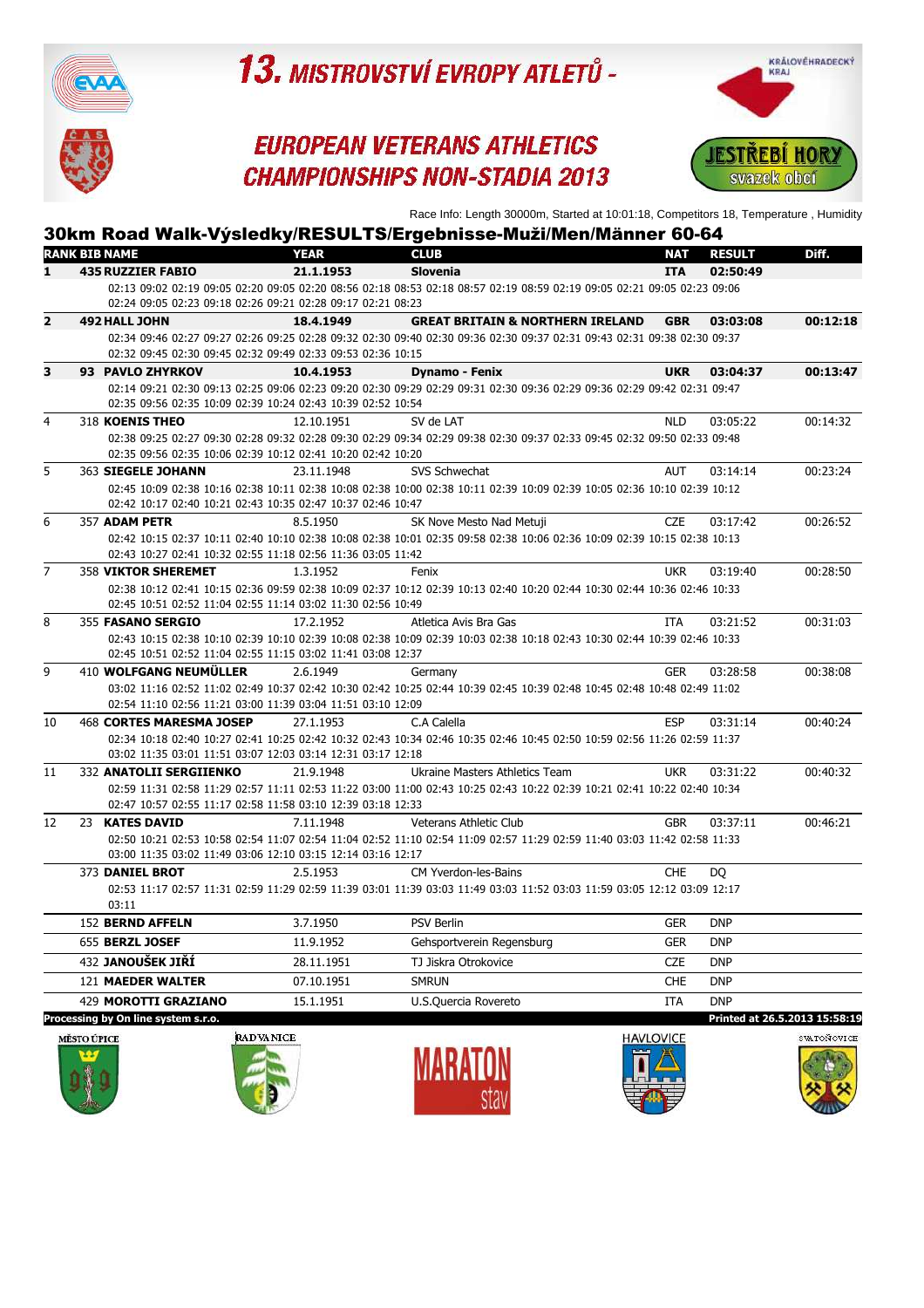# 13. MISTROVSTVÍ EVROPY ATLETŮ -

# EUROPEAN VETERANS ATHLETICS CHAMPIONSHIPS NON-STADIA 2013

Race Info: Length 30000m, Started at 10:01:18, Competitors 18, Temperature , Humidity

## 30km Road Walk-Výsledky/RESULTS/Ergebnisse-Muži/Men/Männer 60-64

| RANK | BIB | NAME | YEAR | CLUB | NAT | RESULT | Diff. |
|---|---|---|---|---|---|---|---|
| **1** | **435** | **RUZZIER FABIO** | **21.1.1953** | **Slovenia** | **ITA** | **02:50:49** | |
| | | 02:13 09:02 02:19 09:05 02:20 09:05 02:20 08:56 02:18 08:53 02:18 08:57 02:19 08:59 02:19 09:05 02:21 09:05 02:23 09:06 02:24 09:05 02:23 09:18 02:26 09:21 02:28 09:17 02:21 08:23 | | | | | |
| **2** | **492** | **HALL JOHN** | **18.4.1949** | **GREAT BRITAIN & NORTHERN IRELAND** | **GBR** | **03:03:08** | **00:12:18** |
| | | 02:34 09:46 02:27 09:27 02:26 09:25 02:28 09:32 02:30 09:40 02:30 09:36 02:30 09:37 02:31 09:43 02:31 09:38 02:30 09:37 02:32 09:45 02:30 09:45 02:32 09:49 02:33 09:53 02:36 10:15 | | | | | |
| **3** | **93** | **PAVLO ZHYRKOV** | **10.4.1953** | **Dynamo - Fenix** | **UKR** | **03:04:37** | **00:13:47** |
| | | 02:14 09:21 02:30 09:13 02:25 09:06 02:23 09:20 02:30 09:29 02:29 09:31 02:30 09:36 02:29 09:36 02:29 09:42 02:31 09:47 02:35 09:56 02:35 10:09 02:39 10:24 02:43 10:39 02:52 10:54 | | | | | |
| 4 | 318 | **KOENIS THEO** | 12.10.1951 | SV de LAT | NLD | 03:05:22 | 00:14:32 |
| | | 02:38 09:25 02:27 09:30 02:28 09:32 02:28 09:30 02:29 09:34 02:29 09:38 02:30 09:37 02:33 09:45 02:32 09:50 02:33 09:48 02:35 09:56 02:35 10:06 02:39 10:12 02:41 10:20 02:42 10:20 | | | | | |
| 5 | 363 | **SIEGELE JOHANN** | 23.11.1948 | SVS Schwechat | AUT | 03:14:14 | 00:23:24 |
| | | 02:45 10:09 02:38 10:16 02:38 10:11 02:38 10:08 02:38 10:00 02:38 10:11 02:39 10:09 02:39 10:05 02:36 10:10 02:39 10:12 02:42 10:17 02:40 10:21 02:43 10:35 02:47 10:37 02:46 10:47 | | | | | |
| 6 | 357 | **ADAM PETR** | 8.5.1950 | SK Nove Mesto Nad Metuji | CZE | 03:17:42 | 00:26:52 |
| | | 02:42 10:15 02:37 10:11 02:40 10:10 02:38 10:08 02:38 10:01 02:35 09:58 02:38 10:06 02:36 10:09 02:39 10:15 02:38 10:13 02:43 10:27 02:41 10:32 02:55 11:18 02:56 11:36 03:05 11:42 | | | | | |
| 7 | 358 | **VIKTOR SHEREMET** | 1.3.1952 | Fenix | UKR | 03:19:40 | 00:28:50 |
| | | 02:38 10:12 02:41 10:15 02:36 09:59 02:38 10:09 02:37 10:12 02:39 10:13 02:40 10:20 02:44 10:30 02:44 10:36 02:46 10:33 02:45 10:51 02:52 11:04 02:55 11:14 03:02 11:30 02:56 10:49 | | | | | |
| 8 | 355 | **FASANO SERGIO** | 17.2.1952 | Atletica Avis Bra Gas | ITA | 03:21:52 | 00:31:03 |
| | | 02:43 10:15 02:38 10:10 02:39 10:10 02:39 10:08 02:38 10:09 02:39 10:03 02:38 10:18 02:43 10:30 02:44 10:39 02:46 10:33 02:45 10:51 02:52 11:04 02:55 11:15 03:02 11:41 03:08 12:37 | | | | | |
| 9 | 410 | **WOLFGANG NEUMÜLLER** | 2.6.1949 | Germany | GER | 03:28:58 | 00:38:08 |
| | | 03:02 11:16 02:52 11:02 02:49 10:37 02:42 10:30 02:42 10:25 02:44 10:39 02:45 10:39 02:48 10:45 02:48 10:48 02:49 11:02 02:54 11:10 02:56 11:21 03:00 11:39 03:04 11:51 03:10 12:09 | | | | | |
| 10 | 468 | **CORTES MARESMA JOSEP** | 27.1.1953 | C.A Calella | ESP | 03:31:14 | 00:40:24 |
| | | 02:34 10:18 02:40 10:27 02:41 10:25 02:42 10:32 02:43 10:34 02:46 10:35 02:46 10:45 02:50 10:59 02:56 11:26 02:59 11:37 03:02 11:35 03:01 11:51 03:07 12:03 03:14 12:31 03:17 12:18 | | | | | |
| 11 | 332 | **ANATOLII SERGIIENKO** | 21.9.1948 | Ukraine Masters Athletics Team | UKR | 03:31:22 | 00:40:32 |
| | | 02:59 11:31 02:58 11:29 02:57 11:11 02:53 11:22 03:00 11:00 02:43 10:25 02:43 10:22 02:39 10:21 02:41 10:22 02:40 10:34 02:47 10:57 02:55 11:17 02:58 11:58 03:10 12:39 03:18 12:33 | | | | | |
| 12 | 23 | **KATES DAVID** | 7.11.1948 | Veterans Athletic Club | GBR | 03:37:11 | 00:46:21 |
| | | 02:50 10:21 02:53 10:58 02:54 11:07 02:54 11:04 02:52 11:10 02:54 11:09 02:57 11:29 02:59 11:40 03:03 11:42 02:58 11:33 03:00 11:35 03:02 11:49 03:06 12:10 03:15 12:14 03:16 12:17 | | | | | |
| | 373 | **DANIEL BROT** | 2.5.1953 | CM Yverdon-les-Bains | CHE | DQ | |
| | | 02:53 11:17 02:57 11:31 02:59 11:29 02:59 11:39 03:01 11:39 03:03 11:49 03:03 11:52 03:03 11:59 03:05 12:12 03:09 12:17 03:11 | | | | | |
| | 152 | **BERND AFFELN** | 3.7.1950 | PSV Berlin | GER | DNP | |
| | 655 | **BERZL JOSEF** | 11.9.1952 | Gehsportverein Regensburg | GER | DNP | |
| | 432 | **JANOUŠEK JIŘÍ** | 28.11.1951 | TJ Jiskra Otrokovice | CZE | DNP | |
| | 121 | **MAEDER WALTER** | 07.10.1951 | SMRUN | CHE | DNP | |
| | 429 | **MOROTTI GRAZIANO** | 15.1.1951 | U.S.Quercia Rovereto | ITA | DNP | |

Processing by On line system s.r.o.

Printed at 26.5.2013 15:58:19